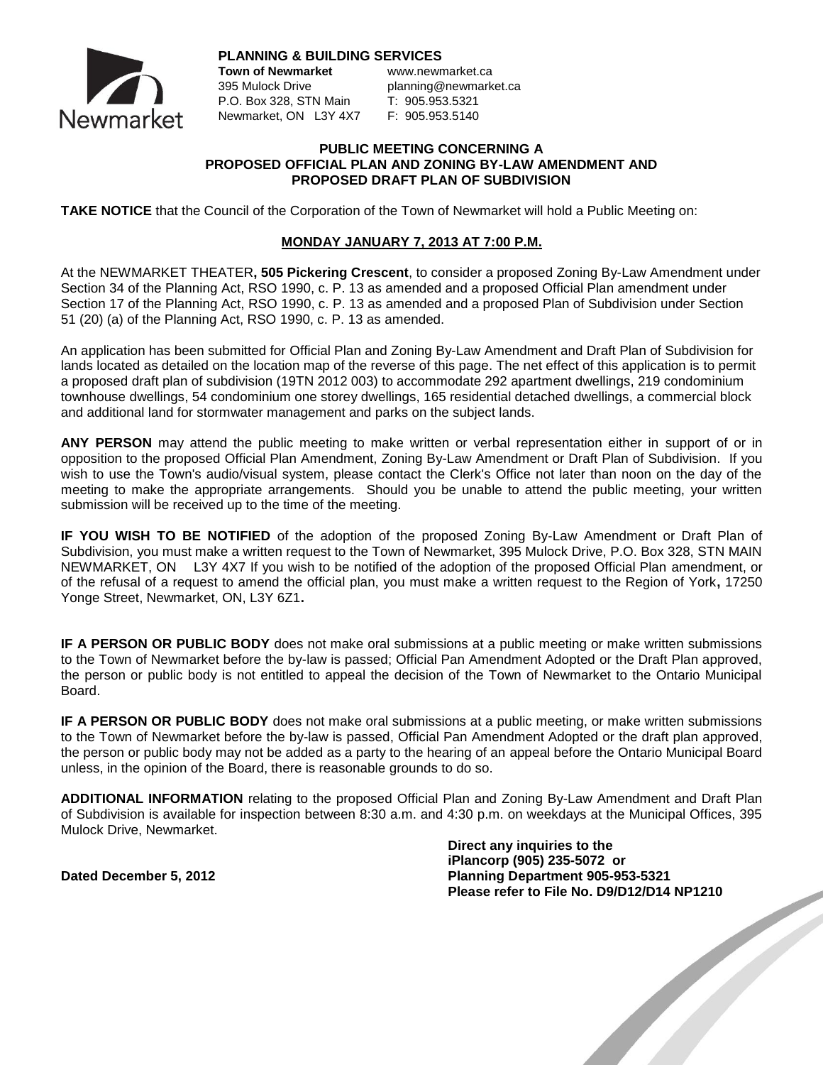**PLANNING & BUILDING SERVICES**

**Town of Newmarket**
395 Mulock Drive
P.O. Box 328, STN Main
Newmarket, ON L3Y 4X7

www.newmarket.ca
planning@newmarket.ca
T: 905.953.5321
F: 905.953.5140

## PUBLIC MEETING CONCERNING A PROPOSED OFFICIAL PLAN AND ZONING BY-LAW AMENDMENT AND PROPOSED DRAFT PLAN OF SUBDIVISION

**TAKE NOTICE** that the Council of the Corporation of the Town of Newmarket will hold a Public Meeting on:

**MONDAY JANUARY 7, 2013 AT 7:00 P.M.**

At the NEWMARKET THEATER**, 505 Pickering Crescent**, to consider a proposed Zoning By-Law Amendment under Section 34 of the Planning Act, RSO 1990, c. P. 13 as amended and a proposed Official Plan amendment under Section 17 of the Planning Act, RSO 1990, c. P. 13 as amended and a proposed Plan of Subdivision under Section 51 (20) (a) of the Planning Act, RSO 1990, c. P. 13 as amended.

An application has been submitted for Official Plan and Zoning By-Law Amendment and Draft Plan of Subdivision for lands located as detailed on the location map of the reverse of this page. The net effect of this application is to permit a proposed draft plan of subdivision (19TN 2012 003) to accommodate 292 apartment dwellings, 219 condominium townhouse dwellings, 54 condominium one storey dwellings, 165 residential detached dwellings, a commercial block and additional land for stormwater management and parks on the subject lands.

**ANY PERSON** may attend the public meeting to make written or verbal representation either in support of or in opposition to the proposed Official Plan Amendment, Zoning By-Law Amendment or Draft Plan of Subdivision. If you wish to use the Town's audio/visual system, please contact the Clerk's Office not later than noon on the day of the meeting to make the appropriate arrangements. Should you be unable to attend the public meeting, your written submission will be received up to the time of the meeting.

**IF YOU WISH TO BE NOTIFIED** of the adoption of the proposed Zoning By-Law Amendment or Draft Plan of Subdivision, you must make a written request to the Town of Newmarket, 395 Mulock Drive, P.O. Box 328, STN MAIN NEWMARKET, ON L3Y 4X7 If you wish to be notified of the adoption of the proposed Official Plan amendment, or of the refusal of a request to amend the official plan, you must make a written request to the Region of York**,** 17250 Yonge Street, Newmarket, ON, L3Y 6Z1**.**

**IF A PERSON OR PUBLIC BODY** does not make oral submissions at a public meeting or make written submissions to the Town of Newmarket before the by-law is passed; Official Pan Amendment Adopted or the Draft Plan approved, the person or public body is not entitled to appeal the decision of the Town of Newmarket to the Ontario Municipal Board.

**IF A PERSON OR PUBLIC BODY** does not make oral submissions at a public meeting, or make written submissions to the Town of Newmarket before the by-law is passed, Official Pan Amendment Adopted or the draft plan approved, the person or public body may not be added as a party to the hearing of an appeal before the Ontario Municipal Board unless, in the opinion of the Board, there is reasonable grounds to do so.

**ADDITIONAL INFORMATION** relating to the proposed Official Plan and Zoning By-Law Amendment and Draft Plan of Subdivision is available for inspection between 8:30 a.m. and 4:30 p.m. on weekdays at the Municipal Offices, 395 Mulock Drive, Newmarket.

**Dated December 5, 2012**

**Direct any inquiries to the**
**iPlancorp (905) 235-5072 or**
**Planning Department 905-953-5321**
**Please refer to File No. D9/D12/D14 NP1210**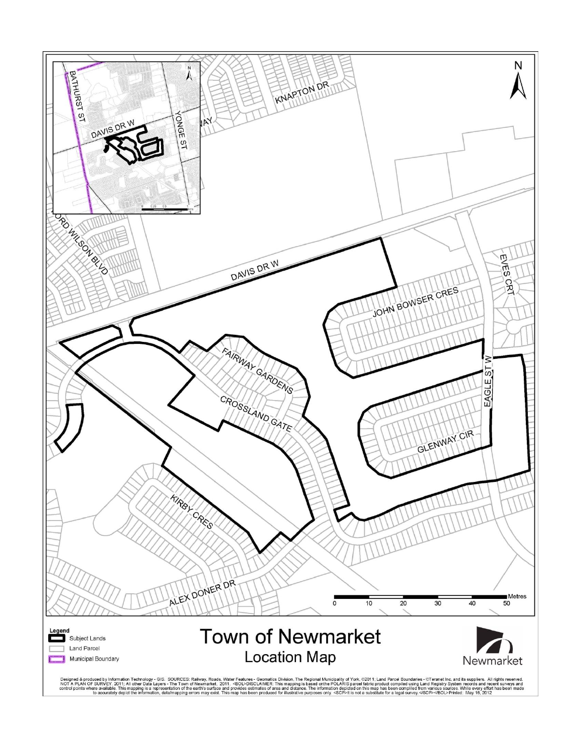Town of Newmarket

Location Map

Legend

Subject Lands

Land Parcel

Municipal Boundary

Newmarket

Designed & produced by Information Technology - GIS. SOURCES: Railway, Roads, Water Features - Geomatics Division, The Regional Municipality of York, ©2011; Land Parcel Boundaries - ©Teranet Inc. and its suppliers. All rights reserved. NOT A PLAN OF SURVEY. 2011; All other Data Layers - The Town of Newmarket, 2011. <BOL>DISCLAIMER: This mapping is based onthe POLARIS parcel fabric product compiled using Land Registry System records and recent surveys and control points where available. This mapping is a representation of the earth's surface and provides estimates of area and distance. The information depicted on this map has been compiled from various sources. While every effort has been made to accurately depict the information, data/mapping errors may exist. This map has been produced for illustrative purposes only. <SCP>It is not a substitute for a legal survey </SCP></BOL>Printed: May 16, 2012